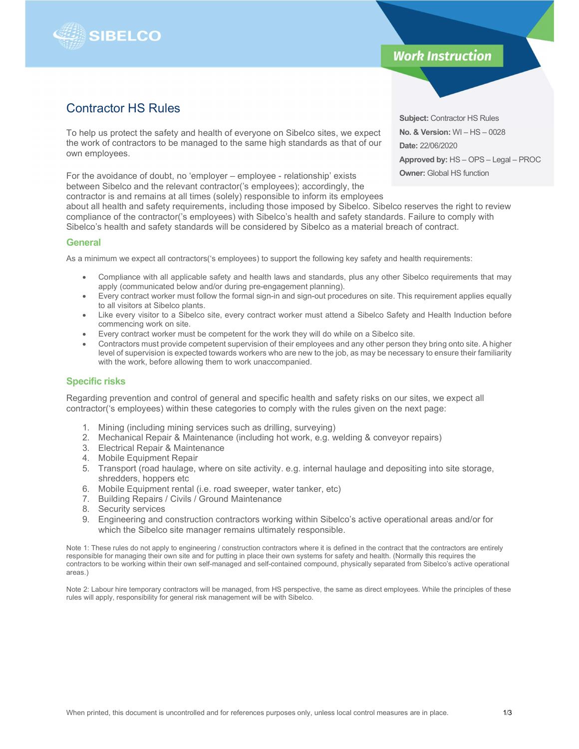SIBELCO

**Work Instruction**

# Contractor HS Rules

**Subject:** Contractor HS Rules
**No. & Version:** WI – HS – 0028
**Date:** 22/06/2020
**Approved by:** HS – OPS – Legal – PROC
**Owner:** Global HS function

To help us protect the safety and health of everyone on Sibelco sites, we expect the work of contractors to be managed to the same high standards as that of our own employees.

For the avoidance of doubt, no 'employer – employee - relationship' exists between Sibelco and the relevant contractor('s employees); accordingly, the contractor is and remains at all times (solely) responsible to inform its employees about all health and safety requirements, including those imposed by Sibelco. Sibelco reserves the right to review compliance of the contractor('s employees) with Sibelco's health and safety standards. Failure to comply with Sibelco's health and safety standards will be considered by Sibelco as a material breach of contract.

## General

As a minimum we expect all contractors('s employees) to support the following key safety and health requirements:

- Compliance with all applicable safety and health laws and standards, plus any other Sibelco requirements that may apply (communicated below and/or during pre-engagement planning).
- Every contract worker must follow the formal sign-in and sign-out procedures on site. This requirement applies equally to all visitors at Sibelco plants.
- Like every visitor to a Sibelco site, every contract worker must attend a Sibelco Safety and Health Induction before commencing work on site.
- Every contract worker must be competent for the work they will do while on a Sibelco site.
- Contractors must provide competent supervision of their employees and any other person they bring onto site. A higher level of supervision is expected towards workers who are new to the job, as may be necessary to ensure their familiarity with the work, before allowing them to work unaccompanied.

## Specific risks

Regarding prevention and control of general and specific health and safety risks on our sites, we expect all contractor('s employees) within these categories to comply with the rules given on the next page:

1. Mining (including mining services such as drilling, surveying)
2. Mechanical Repair & Maintenance (including hot work, e.g. welding & conveyor repairs)
3. Electrical Repair & Maintenance
4. Mobile Equipment Repair
5. Transport (road haulage, where on site activity. e.g. internal haulage and depositing into site storage, shredders, hoppers etc
6. Mobile Equipment rental (i.e. road sweeper, water tanker, etc)
7. Building Repairs / Civils / Ground Maintenance
8. Security services
9. Engineering and construction contractors working within Sibelco's active operational areas and/or for which the Sibelco site manager remains ultimately responsible.

Note 1: These rules do not apply to engineering / construction contractors where it is defined in the contract that the contractors are entirely responsible for managing their own site and for putting in place their own systems for safety and health. (Normally this requires the contractors to be working within their own self-managed and self-contained compound, physically separated from Sibelco's active operational areas.)

Note 2: Labour hire temporary contractors will be managed, from HS perspective, the same as direct employees. While the principles of these rules will apply, responsibility for general risk management will be with Sibelco.

When printed, this document is uncontrolled and for references purposes only, unless local control measures are in place.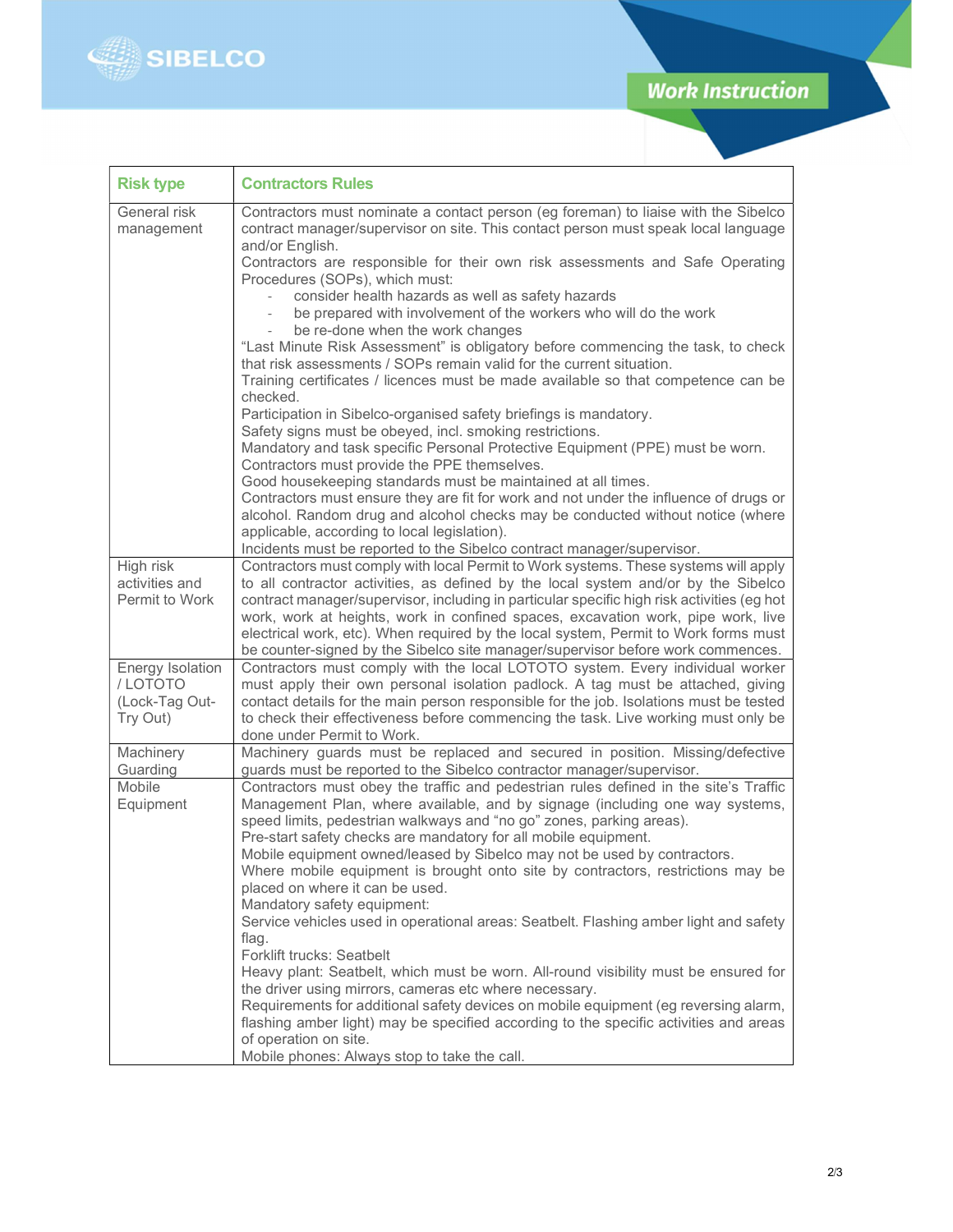| Risk type | Contractors Rules |
|---|---|
| General risk management | Contractors must nominate a contact person (eg foreman) to liaise with the Sibelco contract manager/supervisor on site. This contact person must speak local language and/or English.<br>Contractors are responsible for their own risk assessments and Safe Operating Procedures (SOPs), which must:<br>- consider health hazards as well as safety hazards<br>- be prepared with involvement of the workers who will do the work<br>- be re-done when the work changes<br>"Last Minute Risk Assessment" is obligatory before commencing the task, to check that risk assessments / SOPs remain valid for the current situation.<br>Training certificates / licences must be made available so that competence can be checked.<br>Participation in Sibelco-organised safety briefings is mandatory.<br>Safety signs must be obeyed, incl. smoking restrictions.<br>Mandatory and task specific Personal Protective Equipment (PPE) must be worn. Contractors must provide the PPE themselves.<br>Good housekeeping standards must be maintained at all times.<br>Contractors must ensure they are fit for work and not under the influence of drugs or alcohol. Random drug and alcohol checks may be conducted without notice (where applicable, according to local legislation).<br>Incidents must be reported to the Sibelco contract manager/supervisor. |
| High risk activities and Permit to Work | Contractors must comply with local Permit to Work systems. These systems will apply to all contractor activities, as defined by the local system and/or by the Sibelco contract manager/supervisor, including in particular specific high risk activities (eg hot work, work at heights, work in confined spaces, excavation work, pipe work, live electrical work, etc). When required by the local system, Permit to Work forms must be counter-signed by the Sibelco site manager/supervisor before work commences. |
| Energy Isolation / LOTOTO (Lock-Tag Out-Try Out) | Contractors must comply with the local LOTOTO system. Every individual worker must apply their own personal isolation padlock. A tag must be attached, giving contact details for the main person responsible for the job. Isolations must be tested to check their effectiveness before commencing the task. Live working must only be done under Permit to Work. |
| Machinery Guarding | Machinery guards must be replaced and secured in position. Missing/defective guards must be reported to the Sibelco contractor manager/supervisor. |
| Mobile Equipment | Contractors must obey the traffic and pedestrian rules defined in the site's Traffic Management Plan, where available, and by signage (including one way systems, speed limits, pedestrian walkways and "no go" zones, parking areas).<br>Pre-start safety checks are mandatory for all mobile equipment.<br>Mobile equipment owned/leased by Sibelco may not be used by contractors.<br>Where mobile equipment is brought onto site by contractors, restrictions may be placed on where it can be used.<br>Mandatory safety equipment:<br>Service vehicles used in operational areas: Seatbelt. Flashing amber light and safety flag.<br>Forklift trucks: Seatbelt<br>Heavy plant: Seatbelt, which must be worn. All-round visibility must be ensured for the driver using mirrors, cameras etc where necessary.<br>Requirements for additional safety devices on mobile equipment (eg reversing alarm, flashing amber light) may be specified according to the specific activities and areas of operation on site.<br>Mobile phones: Always stop to take the call. |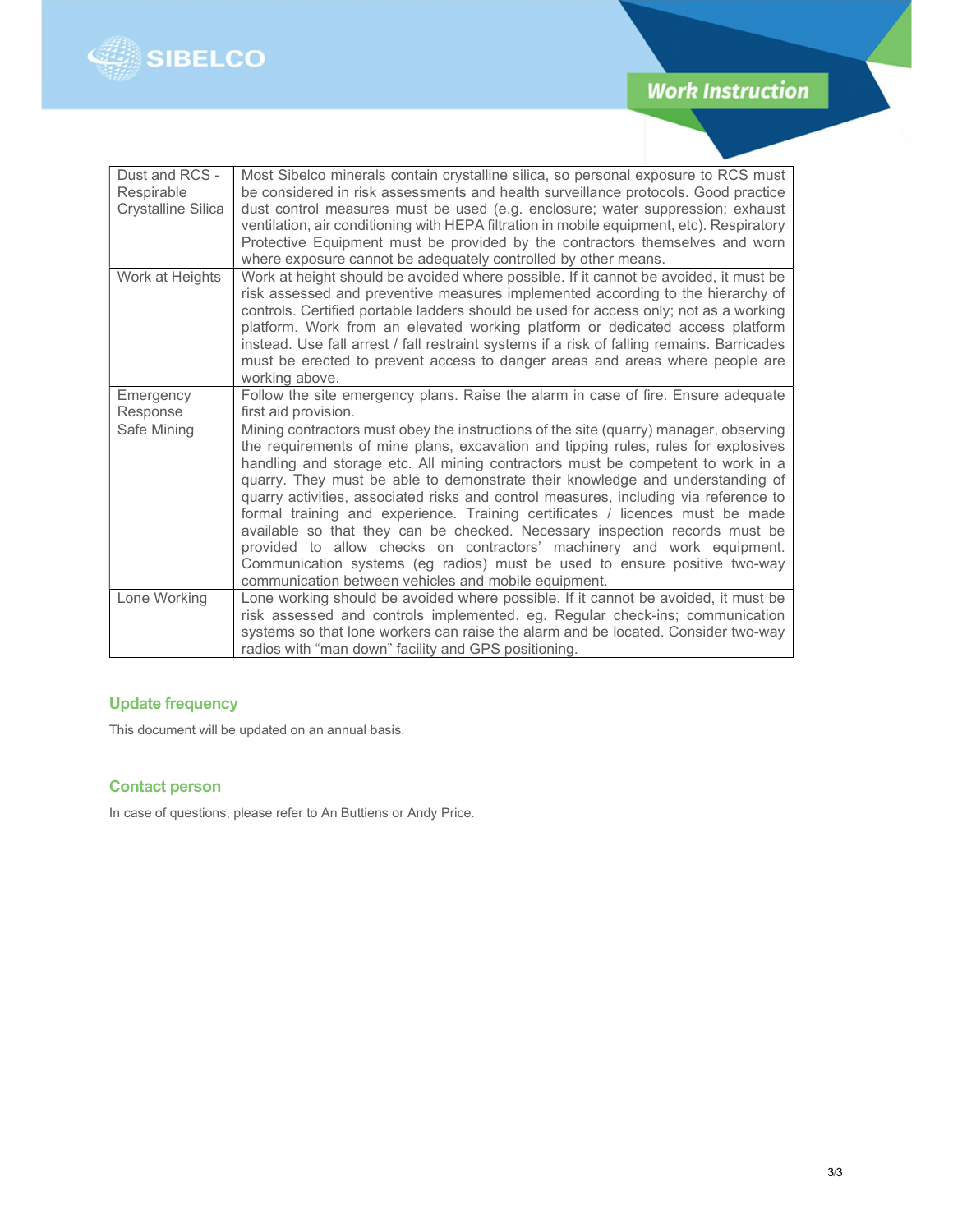| | |
|---|---|
| Dust and RCS - Respirable Crystalline Silica | Most Sibelco minerals contain crystalline silica, so personal exposure to RCS must be considered in risk assessments and health surveillance protocols. Good practice dust control measures must be used (e.g. enclosure; water suppression; exhaust ventilation, air conditioning with HEPA filtration in mobile equipment, etc). Respiratory Protective Equipment must be provided by the contractors themselves and worn where exposure cannot be adequately controlled by other means. |
| Work at Heights | Work at height should be avoided where possible. If it cannot be avoided, it must be risk assessed and preventive measures implemented according to the hierarchy of controls. Certified portable ladders should be used for access only; not as a working platform. Work from an elevated working platform or dedicated access platform instead. Use fall arrest / fall restraint systems if a risk of falling remains. Barricades must be erected to prevent access to danger areas and areas where people are working above. |
| Emergency Response | Follow the site emergency plans. Raise the alarm in case of fire. Ensure adequate first aid provision. |
| Safe Mining | Mining contractors must obey the instructions of the site (quarry) manager, observing the requirements of mine plans, excavation and tipping rules, rules for explosives handling and storage etc. All mining contractors must be competent to work in a quarry. They must be able to demonstrate their knowledge and understanding of quarry activities, associated risks and control measures, including via reference to formal training and experience. Training certificates / licences must be made available so that they can be checked. Necessary inspection records must be provided to allow checks on contractors' machinery and work equipment. Communication systems (eg radios) must be used to ensure positive two-way communication between vehicles and mobile equipment. |
| Lone Working | Lone working should be avoided where possible. If it cannot be avoided, it must be risk assessed and controls implemented. eg. Regular check-ins; communication systems so that lone workers can raise the alarm and be located. Consider two-way radios with "man down" facility and GPS positioning. |

## Update frequency

This document will be updated on an annual basis.

## Contact person

In case of questions, please refer to An Buttiens or Andy Price.